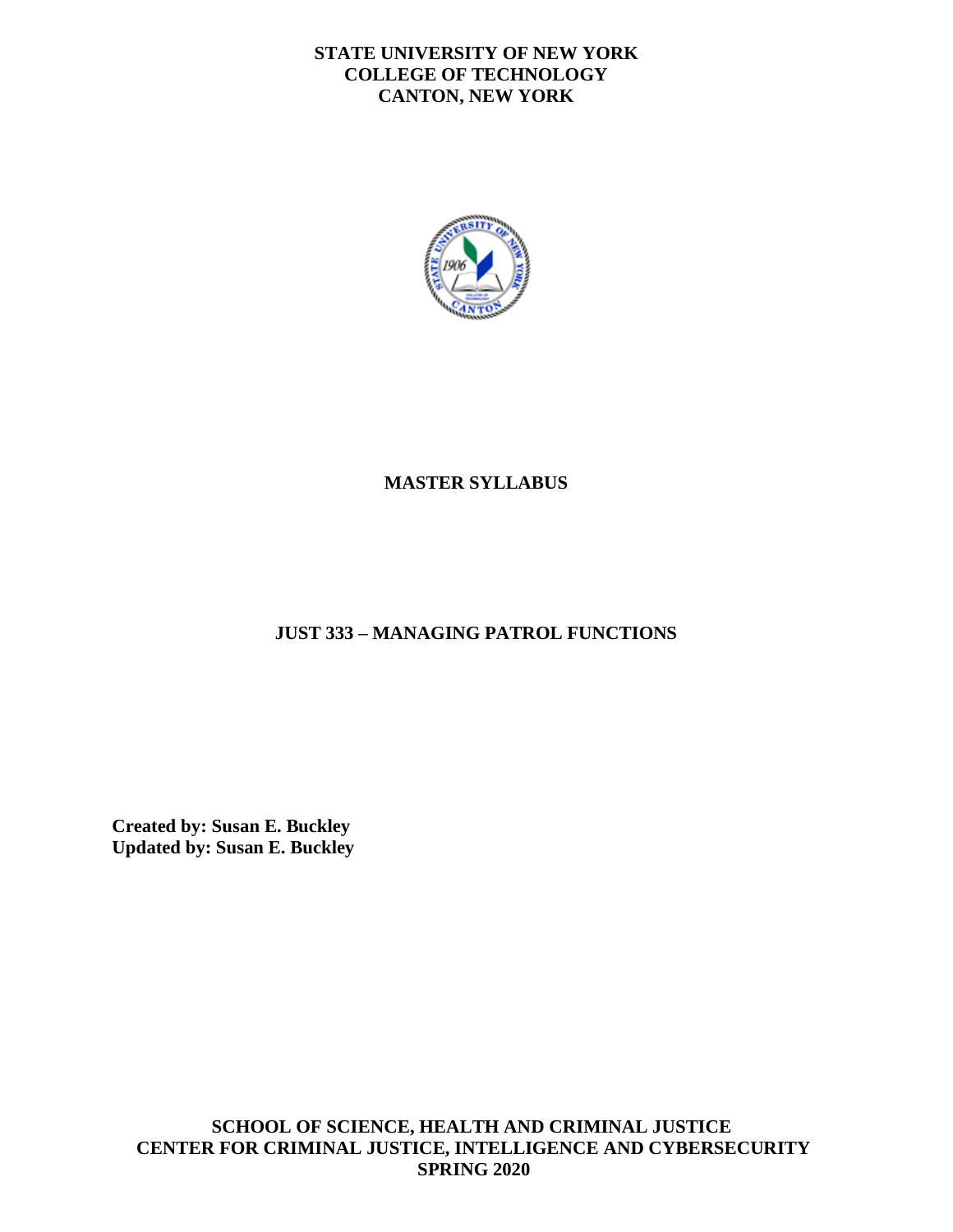**STATE UNIVERSITY OF NEW YORK**
**COLLEGE OF TECHNOLOGY**
**CANTON, NEW YORK**

# MASTER SYLLABUS

## JUST 333 – MANAGING PATROL FUNCTIONS

**Created by: Susan E. Buckley**
**Updated by: Susan E. Buckley**

**SCHOOL OF SCIENCE, HEALTH AND CRIMINAL JUSTICE**
**CENTER FOR CRIMINAL JUSTICE, INTELLIGENCE AND CYBERSECURITY**
**SPRING 2020**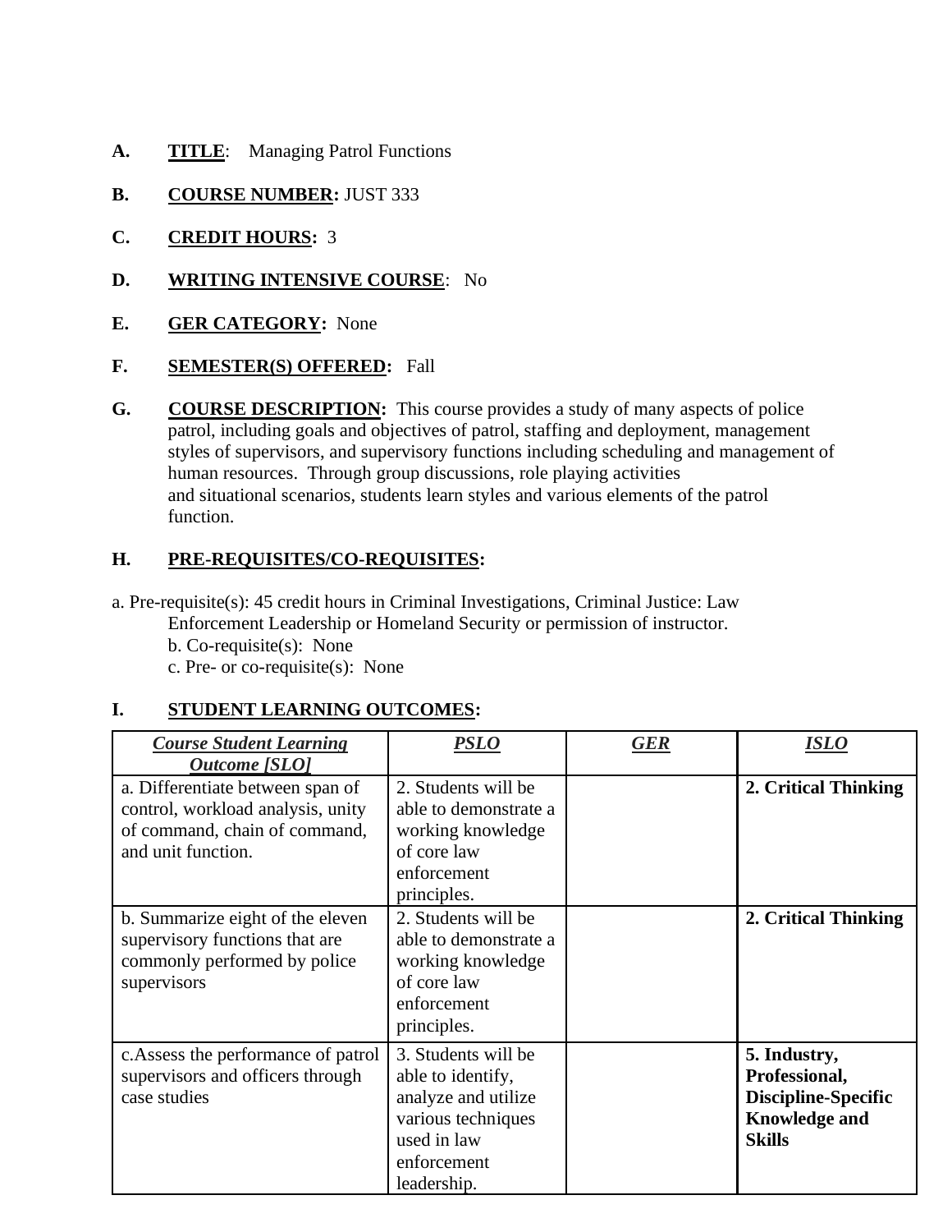**A.** **TITLE**: Managing Patrol Functions

**B.** **COURSE NUMBER:** JUST 333

**C.** **CREDIT HOURS:** 3

**D.** **WRITING INTENSIVE COURSE**: No

**E.** **GER CATEGORY:** None

**F.** **SEMESTER(S) OFFERED:** Fall

**G.** **COURSE DESCRIPTION:** This course provides a study of many aspects of police patrol, including goals and objectives of patrol, staffing and deployment, management styles of supervisors, and supervisory functions including scheduling and management of human resources. Through group discussions, role playing activities and situational scenarios, students learn styles and various elements of the patrol function.

**H.** **PRE-REQUISITES/CO-REQUISITES:**

a. Pre-requisite(s): 45 credit hours in Criminal Investigations, Criminal Justice: Law Enforcement Leadership or Homeland Security or permission of instructor.
b. Co-requisite(s): None
c. Pre- or co-requisite(s): None

**I.** **STUDENT LEARNING OUTCOMES:**

| ***Course Student Learning Outcome [SLO]*** | ***PSLO*** | ***GER*** | ***ISLO*** |
|---|---|---|---|
| a. Differentiate between span of control, workload analysis, unity of command, chain of command, and unit function. | 2. Students will be able to demonstrate a working knowledge of core law enforcement principles. | | **2. Critical Thinking** |
| b. Summarize eight of the eleven supervisory functions that are commonly performed by police supervisors | 2. Students will be able to demonstrate a working knowledge of core law enforcement principles. | | **2. Critical Thinking** |
| c.Assess the performance of patrol supervisors and officers through case studies | 3. Students will be able to identify, analyze and utilize various techniques used in law enforcement leadership. | | **5. Industry, Professional, Discipline-Specific Knowledge and Skills** |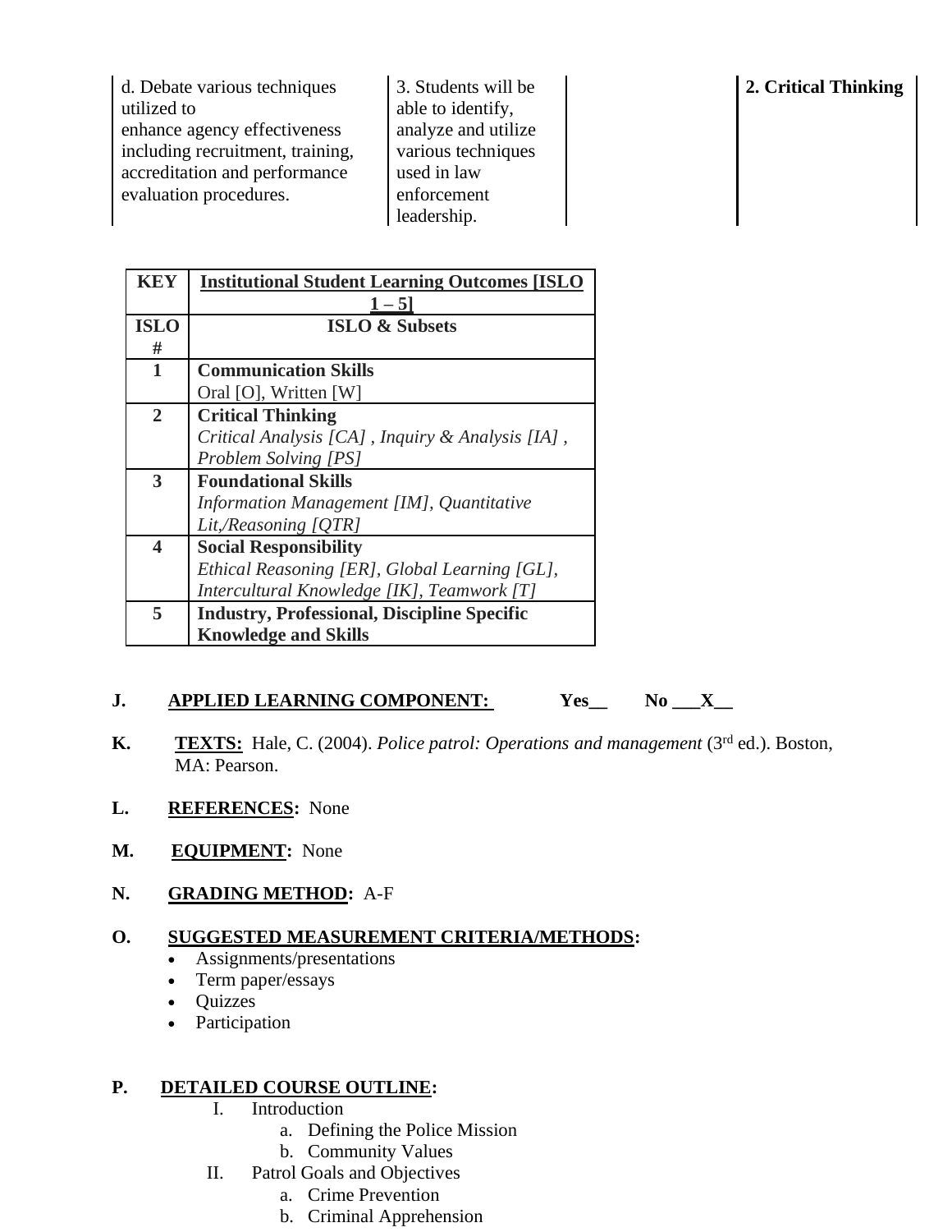| d. Debate various techniques utilized to enhance agency effectiveness including recruitment, training, accreditation and performance evaluation procedures. | 3. Students will be able to identify, analyze and utilize various techniques used in law enforcement leadership. | | **2. Critical Thinking** |
|---|---|---|---|

| **KEY** | **Institutional Student Learning Outcomes [ISLO 1 – 5]** |
|---|---|
| **ISLO #** | **ISLO & Subsets** |
| **1** | **Communication Skills**<br>Oral [O], Written [W] |
| **2** | **Critical Thinking**<br>*Critical Analysis [CA] , Inquiry & Analysis [IA] , Problem Solving [PS]* |
| **3** | **Foundational Skills**<br>*Information Management [IM], Quantitative Lit,/Reasoning [QTR]* |
| **4** | **Social Responsibility**<br>*Ethical Reasoning [ER], Global Learning [GL], Intercultural Knowledge [IK], Teamwork [T]* |
| **5** | **Industry, Professional, Discipline Specific Knowledge and Skills** |

**J. APPLIED LEARNING COMPONENT:** **Yes__ No ___X__**

**K. TEXTS:** Hale, C. (2004). *Police patrol: Operations and management* (3rd ed.). Boston, MA: Pearson.

**L. REFERENCES:** None

**M. EQUIPMENT:** None

**N. GRADING METHOD:** A-F

**O. SUGGESTED MEASUREMENT CRITERIA/METHODS:**

- Assignments/presentations
- Term paper/essays
- Quizzes
- Participation

**P. DETAILED COURSE OUTLINE:**

I. Introduction
   a. Defining the Police Mission
   b. Community Values

II. Patrol Goals and Objectives
   a. Crime Prevention
   b. Criminal Apprehension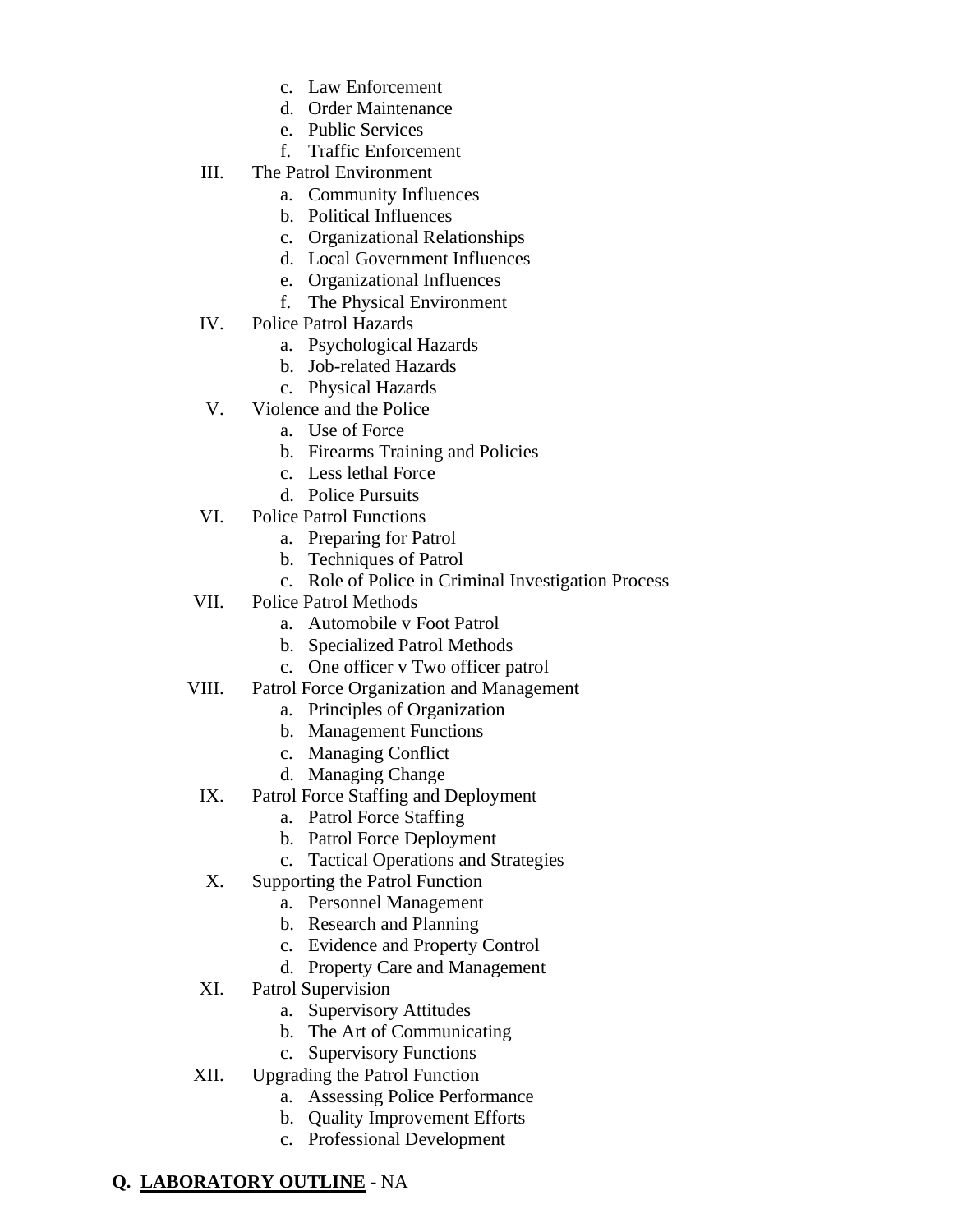c. Law Enforcement
   d. Order Maintenance
   e. Public Services
   f. Traffic Enforcement

III. The Patrol Environment
   a. Community Influences
   b. Political Influences
   c. Organizational Relationships
   d. Local Government Influences
   e. Organizational Influences
   f. The Physical Environment

IV. Police Patrol Hazards
   a. Psychological Hazards
   b. Job-related Hazards
   c. Physical Hazards

V. Violence and the Police
   a. Use of Force
   b. Firearms Training and Policies
   c. Less lethal Force
   d. Police Pursuits

VI. Police Patrol Functions
   a. Preparing for Patrol
   b. Techniques of Patrol
   c. Role of Police in Criminal Investigation Process

VII. Police Patrol Methods
   a. Automobile v Foot Patrol
   b. Specialized Patrol Methods
   c. One officer v Two officer patrol

VIII. Patrol Force Organization and Management
   a. Principles of Organization
   b. Management Functions
   c. Managing Conflict
   d. Managing Change

IX. Patrol Force Staffing and Deployment
   a. Patrol Force Staffing
   b. Patrol Force Deployment
   c. Tactical Operations and Strategies

X. Supporting the Patrol Function
   a. Personnel Management
   b. Research and Planning
   c. Evidence and Property Control
   d. Property Care and Management

XI. Patrol Supervision
   a. Supervisory Attitudes
   b. The Art of Communicating
   c. Supervisory Functions

XII. Upgrading the Patrol Function
   a. Assessing Police Performance
   b. Quality Improvement Efforts
   c. Professional Development

**Q. LABORATORY OUTLINE** - NA